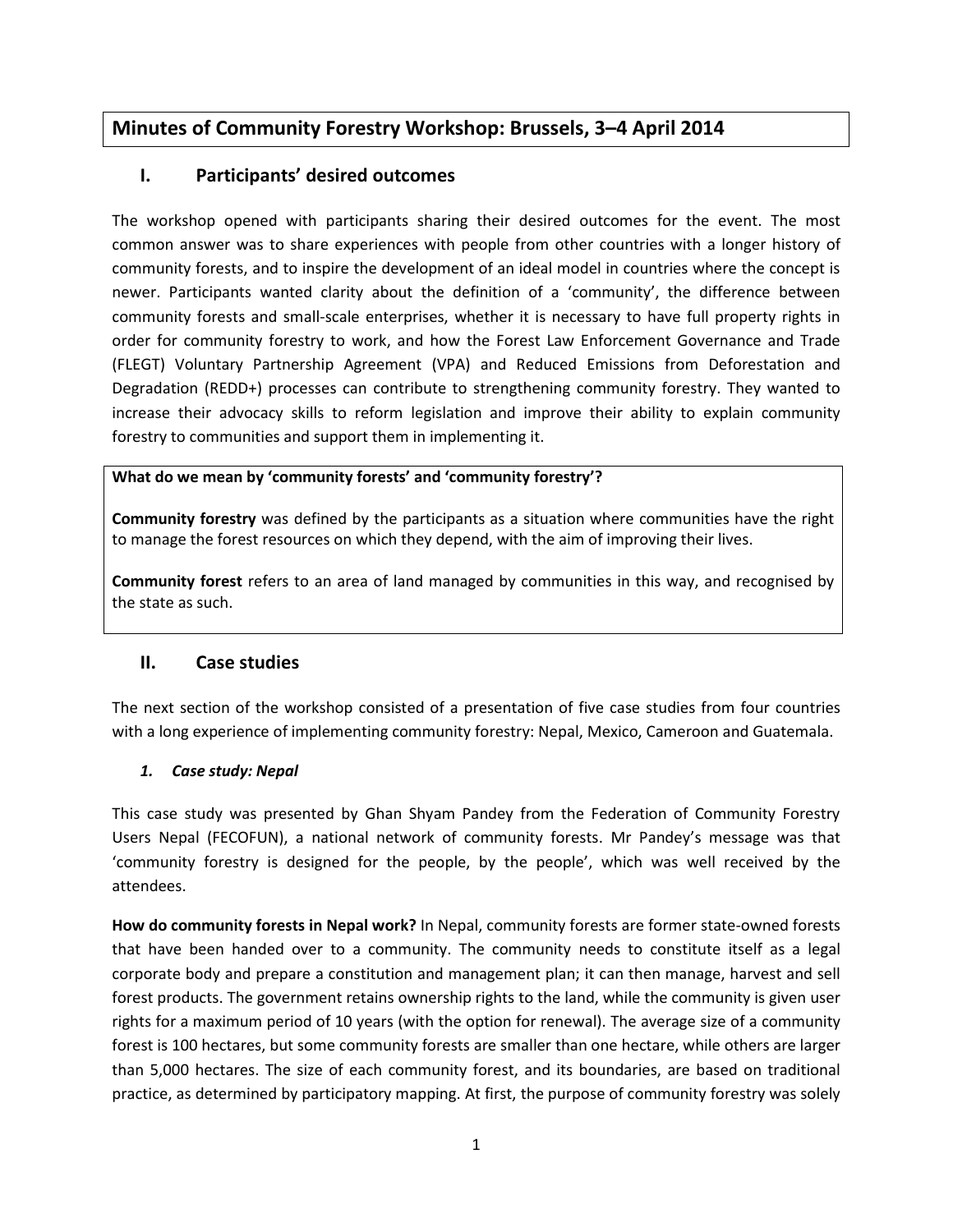# Minutes of Community Forestry Workshop: Brussels, 3–4 April 2014

## I. Participants' desired outcomes

The workshop opened with participants sharing their desired outcomes for the event. The most common answer was to share experiences with people from other countries with a longer history of community forests, and to inspire the development of an ideal model in countries where the concept is newer. Participants wanted clarity about the definition of a 'community', the difference between community forests and small-scale enterprises, whether it is necessary to have full property rights in order for community forestry to work, and how the Forest Law Enforcement Governance and Trade (FLEGT) Voluntary Partnership Agreement (VPA) and Reduced Emissions from Deforestation and Degradation (REDD+) processes can contribute to strengthening community forestry. They wanted to increase their advocacy skills to reform legislation and improve their ability to explain community forestry to communities and support them in implementing it.

**What do we mean by 'community forests' and 'community forestry'?**

**Community forestry** was defined by the participants as a situation where communities have the right to manage the forest resources on which they depend, with the aim of improving their lives.

**Community forest** refers to an area of land managed by communities in this way, and recognised by the state as such.

## II. Case studies

The next section of the workshop consisted of a presentation of five case studies from four countries with a long experience of implementing community forestry: Nepal, Mexico, Cameroon and Guatemala.

### *1. Case study: Nepal*

This case study was presented by Ghan Shyam Pandey from the Federation of Community Forestry Users Nepal (FECOFUN), a national network of community forests. Mr Pandey's message was that 'community forestry is designed for the people, by the people', which was well received by the attendees.

**How do community forests in Nepal work?** In Nepal, community forests are former state-owned forests that have been handed over to a community. The community needs to constitute itself as a legal corporate body and prepare a constitution and management plan; it can then manage, harvest and sell forest products. The government retains ownership rights to the land, while the community is given user rights for a maximum period of 10 years (with the option for renewal). The average size of a community forest is 100 hectares, but some community forests are smaller than one hectare, while others are larger than 5,000 hectares. The size of each community forest, and its boundaries, are based on traditional practice, as determined by participatory mapping. At first, the purpose of community forestry was solely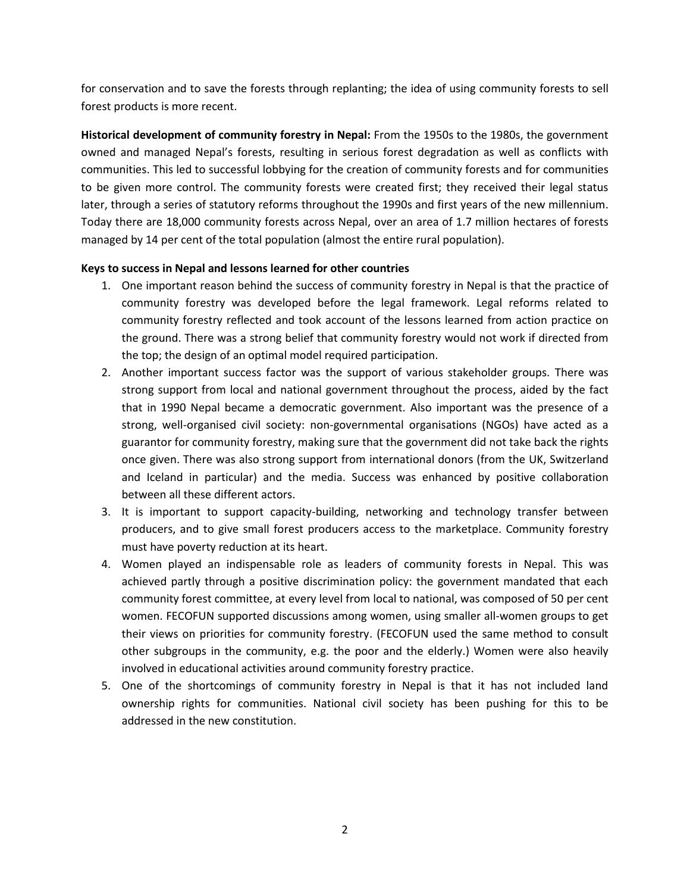for conservation and to save the forests through replanting; the idea of using community forests to sell forest products is more recent.

**Historical development of community forestry in Nepal:** From the 1950s to the 1980s, the government owned and managed Nepal's forests, resulting in serious forest degradation as well as conflicts with communities. This led to successful lobbying for the creation of community forests and for communities to be given more control. The community forests were created first; they received their legal status later, through a series of statutory reforms throughout the 1990s and first years of the new millennium. Today there are 18,000 community forests across Nepal, over an area of 1.7 million hectares of forests managed by 14 per cent of the total population (almost the entire rural population).

**Keys to success in Nepal and lessons learned for other countries**

1. One important reason behind the success of community forestry in Nepal is that the practice of community forestry was developed before the legal framework. Legal reforms related to community forestry reflected and took account of the lessons learned from action practice on the ground. There was a strong belief that community forestry would not work if directed from the top; the design of an optimal model required participation.
2. Another important success factor was the support of various stakeholder groups. There was strong support from local and national government throughout the process, aided by the fact that in 1990 Nepal became a democratic government. Also important was the presence of a strong, well-organised civil society: non-governmental organisations (NGOs) have acted as a guarantor for community forestry, making sure that the government did not take back the rights once given. There was also strong support from international donors (from the UK, Switzerland and Iceland in particular) and the media. Success was enhanced by positive collaboration between all these different actors.
3. It is important to support capacity-building, networking and technology transfer between producers, and to give small forest producers access to the marketplace. Community forestry must have poverty reduction at its heart.
4. Women played an indispensable role as leaders of community forests in Nepal. This was achieved partly through a positive discrimination policy: the government mandated that each community forest committee, at every level from local to national, was composed of 50 per cent women. FECOFUN supported discussions among women, using smaller all-women groups to get their views on priorities for community forestry. (FECOFUN used the same method to consult other subgroups in the community, e.g. the poor and the elderly.) Women were also heavily involved in educational activities around community forestry practice.
5. One of the shortcomings of community forestry in Nepal is that it has not included land ownership rights for communities. National civil society has been pushing for this to be addressed in the new constitution.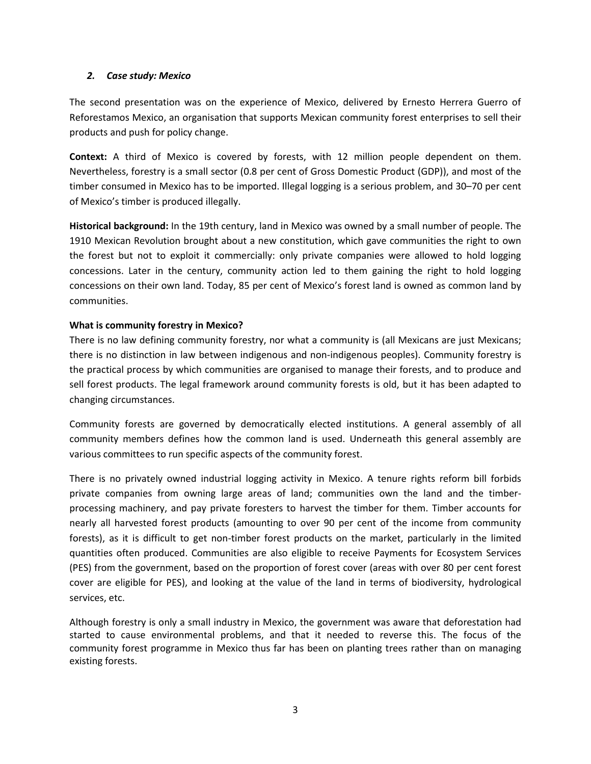### *2. Case study: Mexico*

The second presentation was on the experience of Mexico, delivered by Ernesto Herrera Guerro of Reforestamos Mexico, an organisation that supports Mexican community forest enterprises to sell their products and push for policy change.

**Context:** A third of Mexico is covered by forests, with 12 million people dependent on them. Nevertheless, forestry is a small sector (0.8 per cent of Gross Domestic Product (GDP)), and most of the timber consumed in Mexico has to be imported. Illegal logging is a serious problem, and 30–70 per cent of Mexico's timber is produced illegally.

**Historical background:** In the 19th century, land in Mexico was owned by a small number of people. The 1910 Mexican Revolution brought about a new constitution, which gave communities the right to own the forest but not to exploit it commercially: only private companies were allowed to hold logging concessions. Later in the century, community action led to them gaining the right to hold logging concessions on their own land. Today, 85 per cent of Mexico's forest land is owned as common land by communities.

**What is community forestry in Mexico?**

There is no law defining community forestry, nor what a community is (all Mexicans are just Mexicans; there is no distinction in law between indigenous and non-indigenous peoples). Community forestry is the practical process by which communities are organised to manage their forests, and to produce and sell forest products. The legal framework around community forests is old, but it has been adapted to changing circumstances.

Community forests are governed by democratically elected institutions. A general assembly of all community members defines how the common land is used. Underneath this general assembly are various committees to run specific aspects of the community forest.

There is no privately owned industrial logging activity in Mexico. A tenure rights reform bill forbids private companies from owning large areas of land; communities own the land and the timber-processing machinery, and pay private foresters to harvest the timber for them. Timber accounts for nearly all harvested forest products (amounting to over 90 per cent of the income from community forests), as it is difficult to get non-timber forest products on the market, particularly in the limited quantities often produced. Communities are also eligible to receive Payments for Ecosystem Services (PES) from the government, based on the proportion of forest cover (areas with over 80 per cent forest cover are eligible for PES), and looking at the value of the land in terms of biodiversity, hydrological services, etc.

Although forestry is only a small industry in Mexico, the government was aware that deforestation had started to cause environmental problems, and that it needed to reverse this. The focus of the community forest programme in Mexico thus far has been on planting trees rather than on managing existing forests.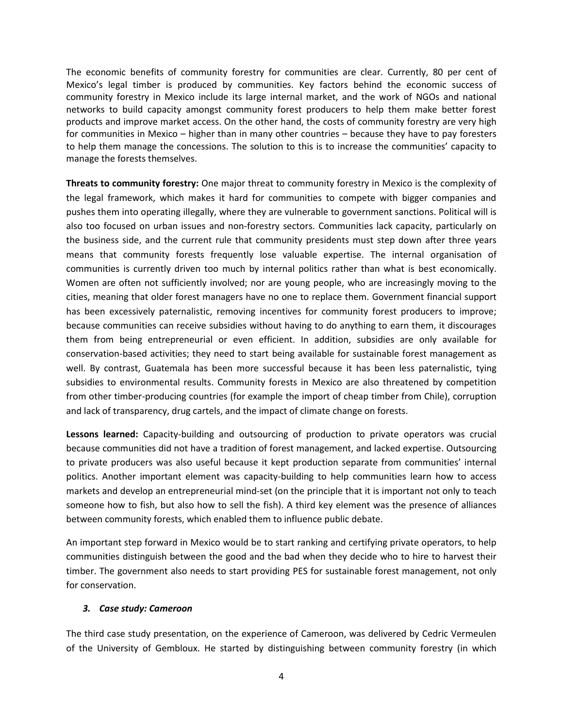The economic benefits of community forestry for communities are clear. Currently, 80 per cent of Mexico's legal timber is produced by communities. Key factors behind the economic success of community forestry in Mexico include its large internal market, and the work of NGOs and national networks to build capacity amongst community forest producers to help them make better forest products and improve market access. On the other hand, the costs of community forestry are very high for communities in Mexico – higher than in many other countries – because they have to pay foresters to help them manage the concessions. The solution to this is to increase the communities' capacity to manage the forests themselves.

**Threats to community forestry:** One major threat to community forestry in Mexico is the complexity of the legal framework, which makes it hard for communities to compete with bigger companies and pushes them into operating illegally, where they are vulnerable to government sanctions. Political will is also too focused on urban issues and non-forestry sectors. Communities lack capacity, particularly on the business side, and the current rule that community presidents must step down after three years means that community forests frequently lose valuable expertise. The internal organisation of communities is currently driven too much by internal politics rather than what is best economically. Women are often not sufficiently involved; nor are young people, who are increasingly moving to the cities, meaning that older forest managers have no one to replace them. Government financial support has been excessively paternalistic, removing incentives for community forest producers to improve; because communities can receive subsidies without having to do anything to earn them, it discourages them from being entrepreneurial or even efficient. In addition, subsidies are only available for conservation-based activities; they need to start being available for sustainable forest management as well. By contrast, Guatemala has been more successful because it has been less paternalistic, tying subsidies to environmental results. Community forests in Mexico are also threatened by competition from other timber-producing countries (for example the import of cheap timber from Chile), corruption and lack of transparency, drug cartels, and the impact of climate change on forests.

**Lessons learned:** Capacity-building and outsourcing of production to private operators was crucial because communities did not have a tradition of forest management, and lacked expertise. Outsourcing to private producers was also useful because it kept production separate from communities' internal politics. Another important element was capacity-building to help communities learn how to access markets and develop an entrepreneurial mind-set (on the principle that it is important not only to teach someone how to fish, but also how to sell the fish). A third key element was the presence of alliances between community forests, which enabled them to influence public debate.

An important step forward in Mexico would be to start ranking and certifying private operators, to help communities distinguish between the good and the bad when they decide who to hire to harvest their timber. The government also needs to start providing PES for sustainable forest management, not only for conservation.

### *3. Case study: Cameroon*

The third case study presentation, on the experience of Cameroon, was delivered by Cedric Vermeulen of the University of Gembloux. He started by distinguishing between community forestry (in which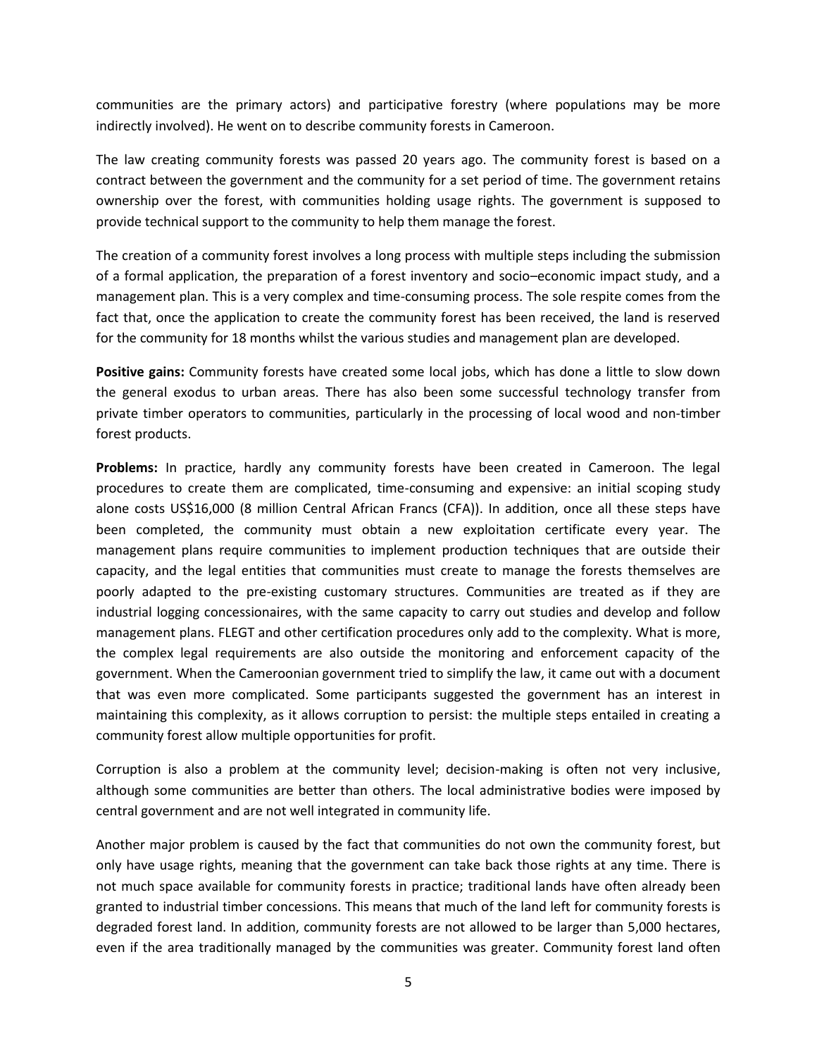communities are the primary actors) and participative forestry (where populations may be more indirectly involved). He went on to describe community forests in Cameroon.

The law creating community forests was passed 20 years ago. The community forest is based on a contract between the government and the community for a set period of time. The government retains ownership over the forest, with communities holding usage rights. The government is supposed to provide technical support to the community to help them manage the forest.

The creation of a community forest involves a long process with multiple steps including the submission of a formal application, the preparation of a forest inventory and socio–economic impact study, and a management plan. This is a very complex and time-consuming process. The sole respite comes from the fact that, once the application to create the community forest has been received, the land is reserved for the community for 18 months whilst the various studies and management plan are developed.

**Positive gains:** Community forests have created some local jobs, which has done a little to slow down the general exodus to urban areas. There has also been some successful technology transfer from private timber operators to communities, particularly in the processing of local wood and non-timber forest products.

**Problems:** In practice, hardly any community forests have been created in Cameroon. The legal procedures to create them are complicated, time-consuming and expensive: an initial scoping study alone costs US$16,000 (8 million Central African Francs (CFA)). In addition, once all these steps have been completed, the community must obtain a new exploitation certificate every year. The management plans require communities to implement production techniques that are outside their capacity, and the legal entities that communities must create to manage the forests themselves are poorly adapted to the pre-existing customary structures. Communities are treated as if they are industrial logging concessionaires, with the same capacity to carry out studies and develop and follow management plans. FLEGT and other certification procedures only add to the complexity. What is more, the complex legal requirements are also outside the monitoring and enforcement capacity of the government. When the Cameroonian government tried to simplify the law, it came out with a document that was even more complicated. Some participants suggested the government has an interest in maintaining this complexity, as it allows corruption to persist: the multiple steps entailed in creating a community forest allow multiple opportunities for profit.

Corruption is also a problem at the community level; decision-making is often not very inclusive, although some communities are better than others. The local administrative bodies were imposed by central government and are not well integrated in community life.

Another major problem is caused by the fact that communities do not own the community forest, but only have usage rights, meaning that the government can take back those rights at any time. There is not much space available for community forests in practice; traditional lands have often already been granted to industrial timber concessions. This means that much of the land left for community forests is degraded forest land. In addition, community forests are not allowed to be larger than 5,000 hectares, even if the area traditionally managed by the communities was greater. Community forest land often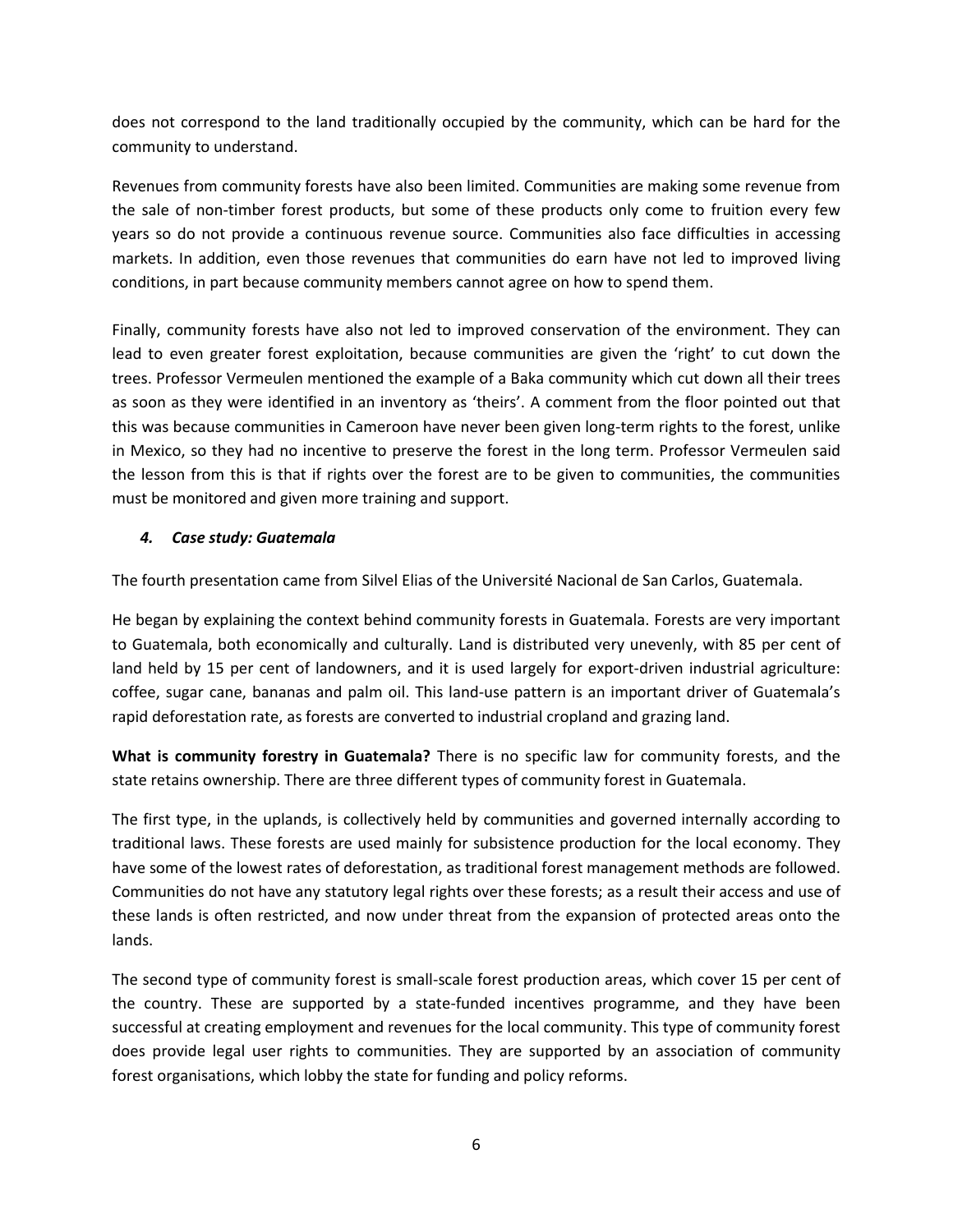does not correspond to the land traditionally occupied by the community, which can be hard for the community to understand.

Revenues from community forests have also been limited. Communities are making some revenue from the sale of non-timber forest products, but some of these products only come to fruition every few years so do not provide a continuous revenue source. Communities also face difficulties in accessing markets. In addition, even those revenues that communities do earn have not led to improved living conditions, in part because community members cannot agree on how to spend them.

Finally, community forests have also not led to improved conservation of the environment. They can lead to even greater forest exploitation, because communities are given the 'right' to cut down the trees. Professor Vermeulen mentioned the example of a Baka community which cut down all their trees as soon as they were identified in an inventory as 'theirs'. A comment from the floor pointed out that this was because communities in Cameroon have never been given long-term rights to the forest, unlike in Mexico, so they had no incentive to preserve the forest in the long term. Professor Vermeulen said the lesson from this is that if rights over the forest are to be given to communities, the communities must be monitored and given more training and support.

### *4. Case study: Guatemala*

The fourth presentation came from Silvel Elias of the Université Nacional de San Carlos, Guatemala.

He began by explaining the context behind community forests in Guatemala. Forests are very important to Guatemala, both economically and culturally. Land is distributed very unevenly, with 85 per cent of land held by 15 per cent of landowners, and it is used largely for export-driven industrial agriculture: coffee, sugar cane, bananas and palm oil. This land-use pattern is an important driver of Guatemala's rapid deforestation rate, as forests are converted to industrial cropland and grazing land.

**What is community forestry in Guatemala?** There is no specific law for community forests, and the state retains ownership. There are three different types of community forest in Guatemala.

The first type, in the uplands, is collectively held by communities and governed internally according to traditional laws. These forests are used mainly for subsistence production for the local economy. They have some of the lowest rates of deforestation, as traditional forest management methods are followed. Communities do not have any statutory legal rights over these forests; as a result their access and use of these lands is often restricted, and now under threat from the expansion of protected areas onto the lands.

The second type of community forest is small-scale forest production areas, which cover 15 per cent of the country. These are supported by a state-funded incentives programme, and they have been successful at creating employment and revenues for the local community. This type of community forest does provide legal user rights to communities. They are supported by an association of community forest organisations, which lobby the state for funding and policy reforms.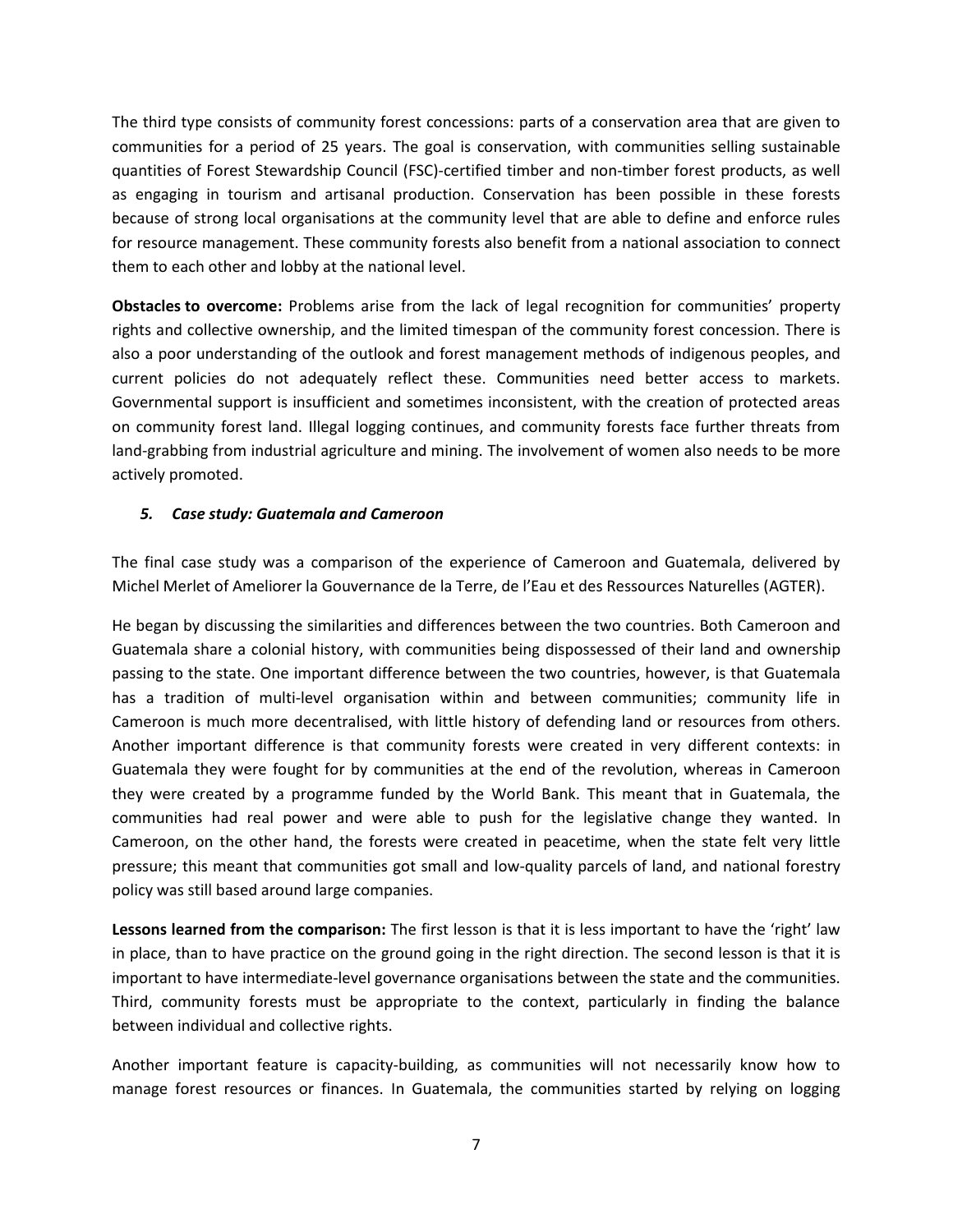The third type consists of community forest concessions: parts of a conservation area that are given to communities for a period of 25 years. The goal is conservation, with communities selling sustainable quantities of Forest Stewardship Council (FSC)-certified timber and non-timber forest products, as well as engaging in tourism and artisanal production. Conservation has been possible in these forests because of strong local organisations at the community level that are able to define and enforce rules for resource management. These community forests also benefit from a national association to connect them to each other and lobby at the national level.

**Obstacles to overcome:** Problems arise from the lack of legal recognition for communities' property rights and collective ownership, and the limited timespan of the community forest concession. There is also a poor understanding of the outlook and forest management methods of indigenous peoples, and current policies do not adequately reflect these. Communities need better access to markets. Governmental support is insufficient and sometimes inconsistent, with the creation of protected areas on community forest land. Illegal logging continues, and community forests face further threats from land-grabbing from industrial agriculture and mining. The involvement of women also needs to be more actively promoted.

### *5. Case study: Guatemala and Cameroon*

The final case study was a comparison of the experience of Cameroon and Guatemala, delivered by Michel Merlet of Ameliorer la Gouvernance de la Terre, de l'Eau et des Ressources Naturelles (AGTER).

He began by discussing the similarities and differences between the two countries. Both Cameroon and Guatemala share a colonial history, with communities being dispossessed of their land and ownership passing to the state. One important difference between the two countries, however, is that Guatemala has a tradition of multi-level organisation within and between communities; community life in Cameroon is much more decentralised, with little history of defending land or resources from others. Another important difference is that community forests were created in very different contexts: in Guatemala they were fought for by communities at the end of the revolution, whereas in Cameroon they were created by a programme funded by the World Bank. This meant that in Guatemala, the communities had real power and were able to push for the legislative change they wanted. In Cameroon, on the other hand, the forests were created in peacetime, when the state felt very little pressure; this meant that communities got small and low-quality parcels of land, and national forestry policy was still based around large companies.

**Lessons learned from the comparison:** The first lesson is that it is less important to have the 'right' law in place, than to have practice on the ground going in the right direction. The second lesson is that it is important to have intermediate-level governance organisations between the state and the communities. Third, community forests must be appropriate to the context, particularly in finding the balance between individual and collective rights.

Another important feature is capacity-building, as communities will not necessarily know how to manage forest resources or finances. In Guatemala, the communities started by relying on logging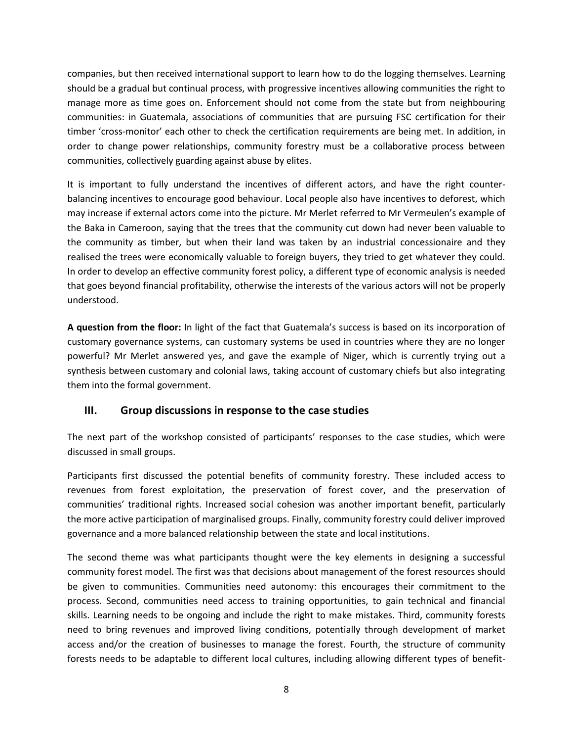companies, but then received international support to learn how to do the logging themselves. Learning should be a gradual but continual process, with progressive incentives allowing communities the right to manage more as time goes on. Enforcement should not come from the state but from neighbouring communities: in Guatemala, associations of communities that are pursuing FSC certification for their timber 'cross-monitor' each other to check the certification requirements are being met. In addition, in order to change power relationships, community forestry must be a collaborative process between communities, collectively guarding against abuse by elites.

It is important to fully understand the incentives of different actors, and have the right counter-balancing incentives to encourage good behaviour. Local people also have incentives to deforest, which may increase if external actors come into the picture. Mr Merlet referred to Mr Vermeulen's example of the Baka in Cameroon, saying that the trees that the community cut down had never been valuable to the community as timber, but when their land was taken by an industrial concessionaire and they realised the trees were economically valuable to foreign buyers, they tried to get whatever they could. In order to develop an effective community forest policy, a different type of economic analysis is needed that goes beyond financial profitability, otherwise the interests of the various actors will not be properly understood.

**A question from the floor:** In light of the fact that Guatemala's success is based on its incorporation of customary governance systems, can customary systems be used in countries where they are no longer powerful? Mr Merlet answered yes, and gave the example of Niger, which is currently trying out a synthesis between customary and colonial laws, taking account of customary chiefs but also integrating them into the formal government.

## III. Group discussions in response to the case studies

The next part of the workshop consisted of participants' responses to the case studies, which were discussed in small groups.

Participants first discussed the potential benefits of community forestry. These included access to revenues from forest exploitation, the preservation of forest cover, and the preservation of communities' traditional rights. Increased social cohesion was another important benefit, particularly the more active participation of marginalised groups. Finally, community forestry could deliver improved governance and a more balanced relationship between the state and local institutions.

The second theme was what participants thought were the key elements in designing a successful community forest model. The first was that decisions about management of the forest resources should be given to communities. Communities need autonomy: this encourages their commitment to the process. Second, communities need access to training opportunities, to gain technical and financial skills. Learning needs to be ongoing and include the right to make mistakes. Third, community forests need to bring revenues and improved living conditions, potentially through development of market access and/or the creation of businesses to manage the forest. Fourth, the structure of community forests needs to be adaptable to different local cultures, including allowing different types of benefit-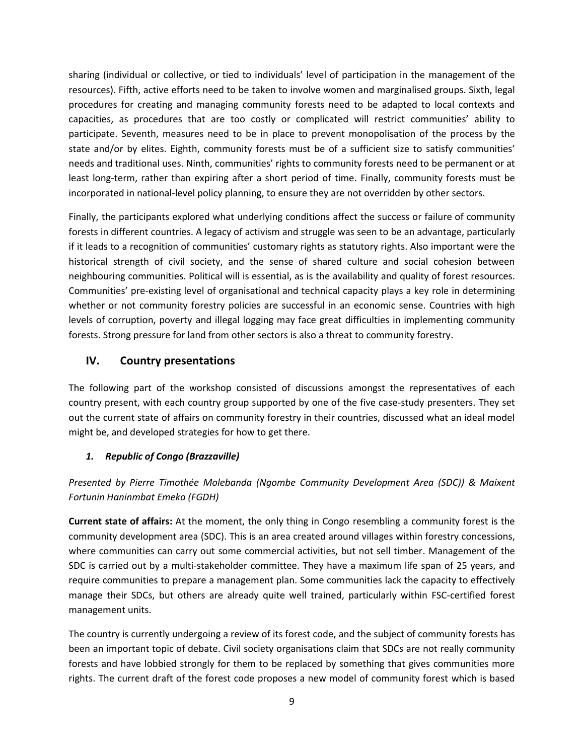sharing (individual or collective, or tied to individuals' level of participation in the management of the resources). Fifth, active efforts need to be taken to involve women and marginalised groups. Sixth, legal procedures for creating and managing community forests need to be adapted to local contexts and capacities, as procedures that are too costly or complicated will restrict communities' ability to participate. Seventh, measures need to be in place to prevent monopolisation of the process by the state and/or by elites. Eighth, community forests must be of a sufficient size to satisfy communities' needs and traditional uses. Ninth, communities' rights to community forests need to be permanent or at least long-term, rather than expiring after a short period of time. Finally, community forests must be incorporated in national-level policy planning, to ensure they are not overridden by other sectors.

Finally, the participants explored what underlying conditions affect the success or failure of community forests in different countries. A legacy of activism and struggle was seen to be an advantage, particularly if it leads to a recognition of communities' customary rights as statutory rights. Also important were the historical strength of civil society, and the sense of shared culture and social cohesion between neighbouring communities. Political will is essential, as is the availability and quality of forest resources. Communities' pre-existing level of organisational and technical capacity plays a key role in determining whether or not community forestry policies are successful in an economic sense. Countries with high levels of corruption, poverty and illegal logging may face great difficulties in implementing community forests. Strong pressure for land from other sectors is also a threat to community forestry.

## IV. Country presentations

The following part of the workshop consisted of discussions amongst the representatives of each country present, with each country group supported by one of the five case-study presenters. They set out the current state of affairs on community forestry in their countries, discussed what an ideal model might be, and developed strategies for how to get there.

### *1. Republic of Congo (Brazzaville)*

*Presented by Pierre Timothée Molebanda (Ngombe Community Development Area (SDC)) & Maixent Fortunin Haninmbat Emeka (FGDH)*

**Current state of affairs:** At the moment, the only thing in Congo resembling a community forest is the community development area (SDC). This is an area created around villages within forestry concessions, where communities can carry out some commercial activities, but not sell timber. Management of the SDC is carried out by a multi-stakeholder committee. They have a maximum life span of 25 years, and require communities to prepare a management plan. Some communities lack the capacity to effectively manage their SDCs, but others are already quite well trained, particularly within FSC-certified forest management units.

The country is currently undergoing a review of its forest code, and the subject of community forests has been an important topic of debate. Civil society organisations claim that SDCs are not really community forests and have lobbied strongly for them to be replaced by something that gives communities more rights. The current draft of the forest code proposes a new model of community forest which is based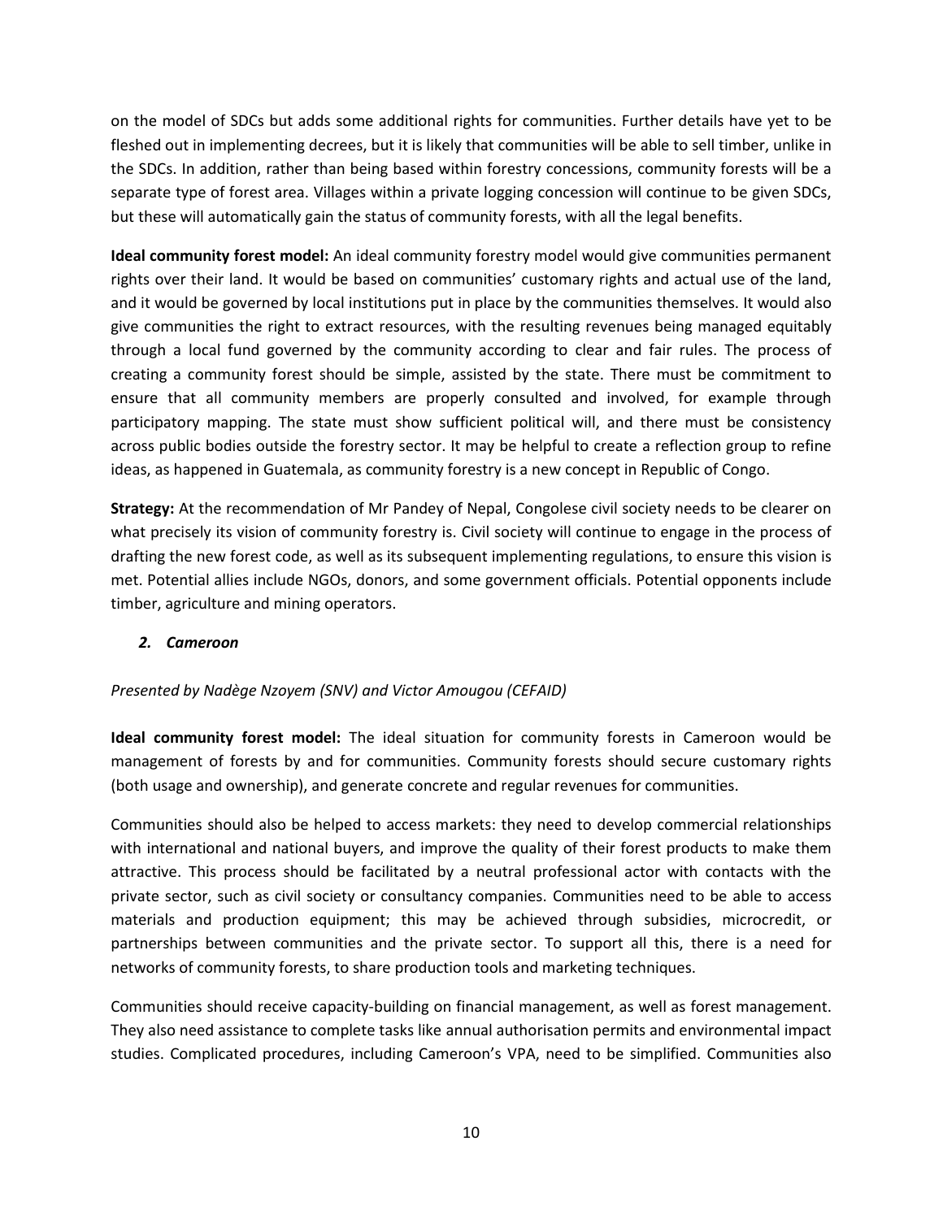on the model of SDCs but adds some additional rights for communities. Further details have yet to be fleshed out in implementing decrees, but it is likely that communities will be able to sell timber, unlike in the SDCs. In addition, rather than being based within forestry concessions, community forests will be a separate type of forest area. Villages within a private logging concession will continue to be given SDCs, but these will automatically gain the status of community forests, with all the legal benefits.

**Ideal community forest model:** An ideal community forestry model would give communities permanent rights over their land. It would be based on communities' customary rights and actual use of the land, and it would be governed by local institutions put in place by the communities themselves. It would also give communities the right to extract resources, with the resulting revenues being managed equitably through a local fund governed by the community according to clear and fair rules. The process of creating a community forest should be simple, assisted by the state. There must be commitment to ensure that all community members are properly consulted and involved, for example through participatory mapping. The state must show sufficient political will, and there must be consistency across public bodies outside the forestry sector. It may be helpful to create a reflection group to refine ideas, as happened in Guatemala, as community forestry is a new concept in Republic of Congo.

**Strategy:** At the recommendation of Mr Pandey of Nepal, Congolese civil society needs to be clearer on what precisely its vision of community forestry is. Civil society will continue to engage in the process of drafting the new forest code, as well as its subsequent implementing regulations, to ensure this vision is met. Potential allies include NGOs, donors, and some government officials. Potential opponents include timber, agriculture and mining operators.

### *2. Cameroon*

*Presented by Nadège Nzoyem (SNV) and Victor Amougou (CEFAID)*

**Ideal community forest model:** The ideal situation for community forests in Cameroon would be management of forests by and for communities. Community forests should secure customary rights (both usage and ownership), and generate concrete and regular revenues for communities.

Communities should also be helped to access markets: they need to develop commercial relationships with international and national buyers, and improve the quality of their forest products to make them attractive. This process should be facilitated by a neutral professional actor with contacts with the private sector, such as civil society or consultancy companies. Communities need to be able to access materials and production equipment; this may be achieved through subsidies, microcredit, or partnerships between communities and the private sector. To support all this, there is a need for networks of community forests, to share production tools and marketing techniques.

Communities should receive capacity-building on financial management, as well as forest management. They also need assistance to complete tasks like annual authorisation permits and environmental impact studies. Complicated procedures, including Cameroon's VPA, need to be simplified. Communities also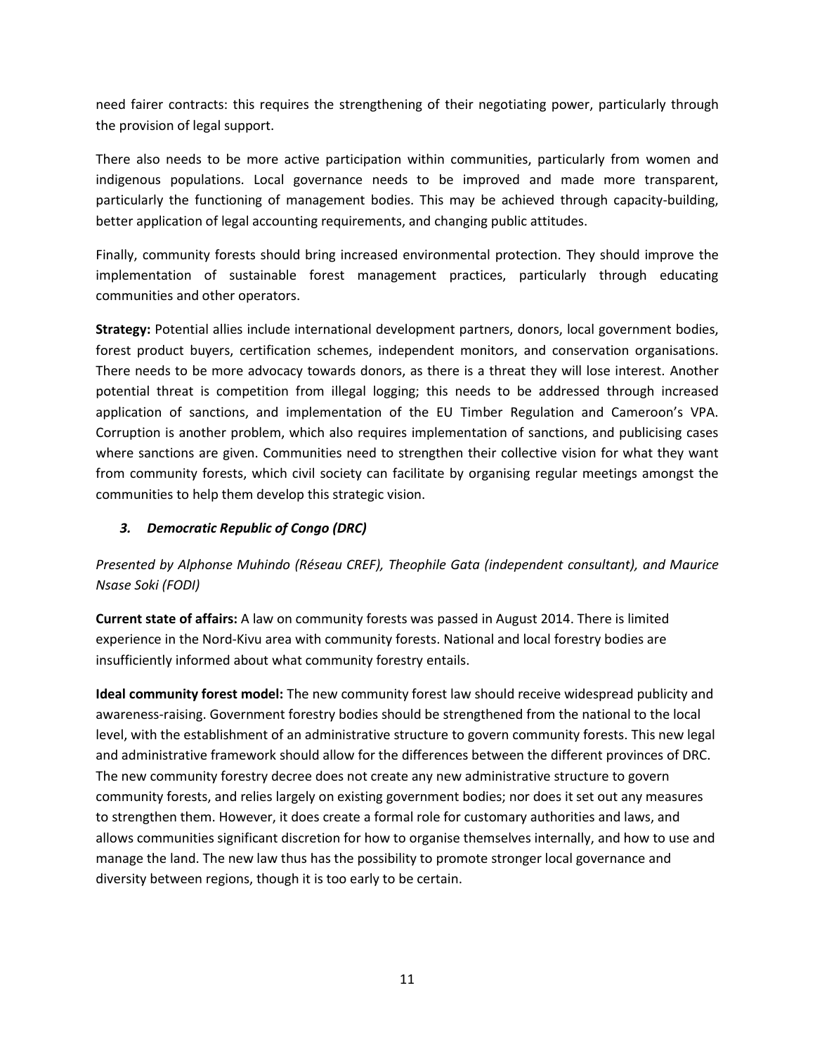need fairer contracts: this requires the strengthening of their negotiating power, particularly through the provision of legal support.

There also needs to be more active participation within communities, particularly from women and indigenous populations. Local governance needs to be improved and made more transparent, particularly the functioning of management bodies. This may be achieved through capacity-building, better application of legal accounting requirements, and changing public attitudes.

Finally, community forests should bring increased environmental protection. They should improve the implementation of sustainable forest management practices, particularly through educating communities and other operators.

**Strategy:** Potential allies include international development partners, donors, local government bodies, forest product buyers, certification schemes, independent monitors, and conservation organisations. There needs to be more advocacy towards donors, as there is a threat they will lose interest. Another potential threat is competition from illegal logging; this needs to be addressed through increased application of sanctions, and implementation of the EU Timber Regulation and Cameroon's VPA. Corruption is another problem, which also requires implementation of sanctions, and publicising cases where sanctions are given. Communities need to strengthen their collective vision for what they want from community forests, which civil society can facilitate by organising regular meetings amongst the communities to help them develop this strategic vision.

### *3. Democratic Republic of Congo (DRC)*

*Presented by Alphonse Muhindo (Réseau CREF), Theophile Gata (independent consultant), and Maurice Nsase Soki (FODI)*

**Current state of affairs:** A law on community forests was passed in August 2014. There is limited experience in the Nord-Kivu area with community forests. National and local forestry bodies are insufficiently informed about what community forestry entails.

**Ideal community forest model:** The new community forest law should receive widespread publicity and awareness-raising. Government forestry bodies should be strengthened from the national to the local level, with the establishment of an administrative structure to govern community forests. This new legal and administrative framework should allow for the differences between the different provinces of DRC. The new community forestry decree does not create any new administrative structure to govern community forests, and relies largely on existing government bodies; nor does it set out any measures to strengthen them. However, it does create a formal role for customary authorities and laws, and allows communities significant discretion for how to organise themselves internally, and how to use and manage the land. The new law thus has the possibility to promote stronger local governance and diversity between regions, though it is too early to be certain.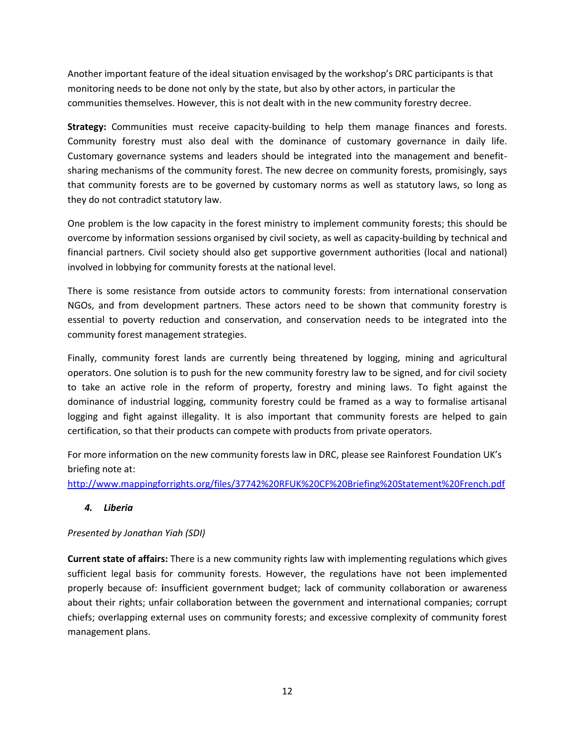Another important feature of the ideal situation envisaged by the workshop's DRC participants is that monitoring needs to be done not only by the state, but also by other actors, in particular the communities themselves. However, this is not dealt with in the new community forestry decree.

**Strategy:** Communities must receive capacity-building to help them manage finances and forests. Community forestry must also deal with the dominance of customary governance in daily life. Customary governance systems and leaders should be integrated into the management and benefit-sharing mechanisms of the community forest. The new decree on community forests, promisingly, says that community forests are to be governed by customary norms as well as statutory laws, so long as they do not contradict statutory law.

One problem is the low capacity in the forest ministry to implement community forests; this should be overcome by information sessions organised by civil society, as well as capacity-building by technical and financial partners. Civil society should also get supportive government authorities (local and national) involved in lobbying for community forests at the national level.

There is some resistance from outside actors to community forests: from international conservation NGOs, and from development partners. These actors need to be shown that community forestry is essential to poverty reduction and conservation, and conservation needs to be integrated into the community forest management strategies.

Finally, community forest lands are currently being threatened by logging, mining and agricultural operators. One solution is to push for the new community forestry law to be signed, and for civil society to take an active role in the reform of property, forestry and mining laws. To fight against the dominance of industrial logging, community forestry could be framed as a way to formalise artisanal logging and fight against illegality. It is also important that community forests are helped to gain certification, so that their products can compete with products from private operators.

For more information on the new community forests law in DRC, please see Rainforest Foundation UK's briefing note at:
http://www.mappingforrights.org/files/37742%20RFUK%20CF%20Briefing%20Statement%20French.pdf

### *4. Liberia*

*Presented by Jonathan Yiah (SDI)*

**Current state of affairs:** There is a new community rights law with implementing regulations which gives sufficient legal basis for community forests. However, the regulations have not been implemented properly because of: insufficient government budget; lack of community collaboration or awareness about their rights; unfair collaboration between the government and international companies; corrupt chiefs; overlapping external uses on community forests; and excessive complexity of community forest management plans.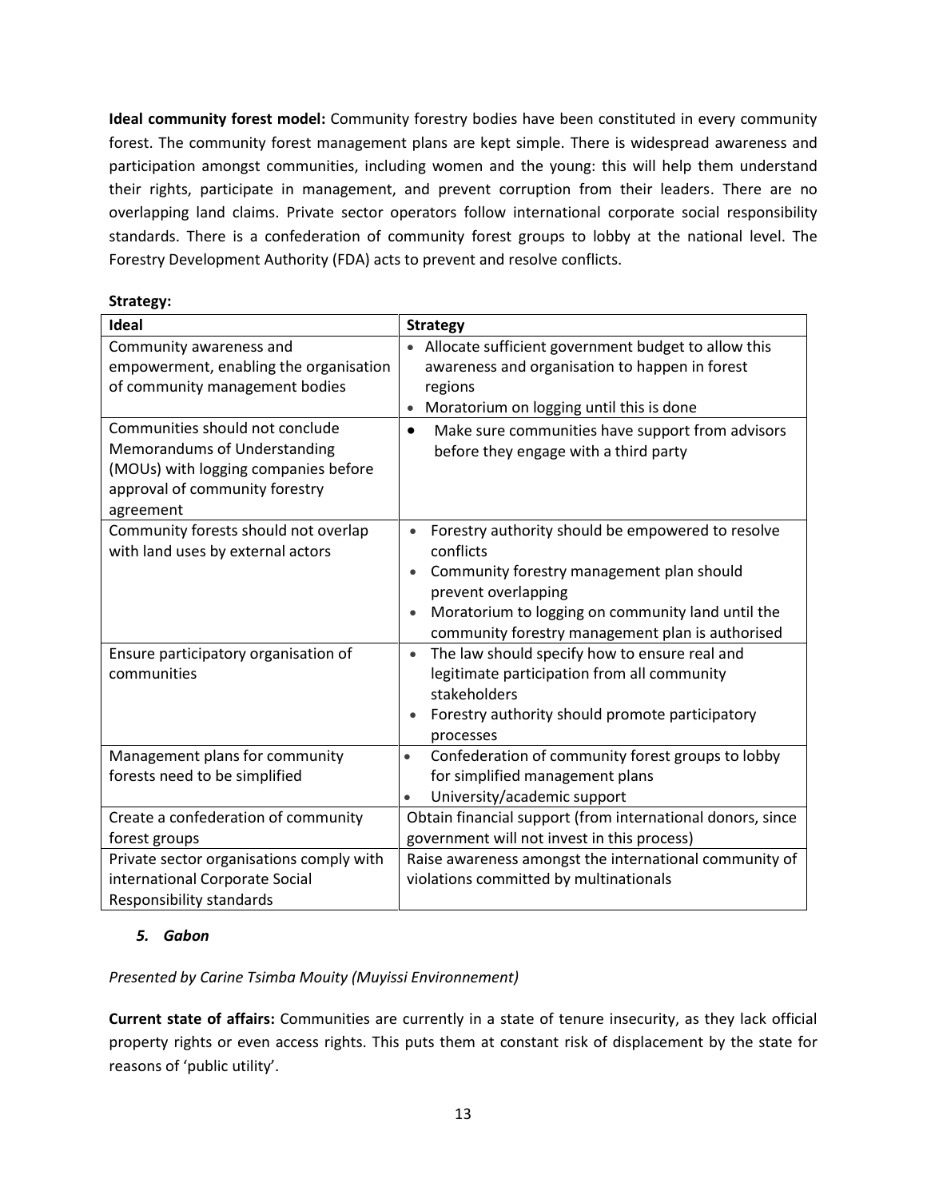**Ideal community forest model:** Community forestry bodies have been constituted in every community forest. The community forest management plans are kept simple. There is widespread awareness and participation amongst communities, including women and the young: this will help them understand their rights, participate in management, and prevent corruption from their leaders. There are no overlapping land claims. Private sector operators follow international corporate social responsibility standards. There is a confederation of community forest groups to lobby at the national level. The Forestry Development Authority (FDA) acts to prevent and resolve conflicts.

**Strategy:**

| Ideal | Strategy |
|---|---|
| Community awareness and empowerment, enabling the organisation of community management bodies | • Allocate sufficient government budget to allow this awareness and organisation to happen in forest regions<br>• Moratorium on logging until this is done |
| Communities should not conclude Memorandums of Understanding (MOUs) with logging companies before approval of community forestry agreement | • Make sure communities have support from advisors before they engage with a third party |
| Community forests should not overlap with land uses by external actors | • Forestry authority should be empowered to resolve conflicts<br>• Community forestry management plan should prevent overlapping<br>• Moratorium to logging on community land until the community forestry management plan is authorised |
| Ensure participatory organisation of communities | • The law should specify how to ensure real and legitimate participation from all community stakeholders<br>• Forestry authority should promote participatory processes |
| Management plans for community forests need to be simplified | • Confederation of community forest groups to lobby for simplified management plans<br>• University/academic support |
| Create a confederation of community forest groups | Obtain financial support (from international donors, since government will not invest in this process) |
| Private sector organisations comply with international Corporate Social Responsibility standards | Raise awareness amongst the international community of violations committed by multinationals |

### *5. Gabon*

*Presented by Carine Tsimba Mouity (Muyissi Environnement)*

**Current state of affairs:** Communities are currently in a state of tenure insecurity, as they lack official property rights or even access rights. This puts them at constant risk of displacement by the state for reasons of 'public utility'.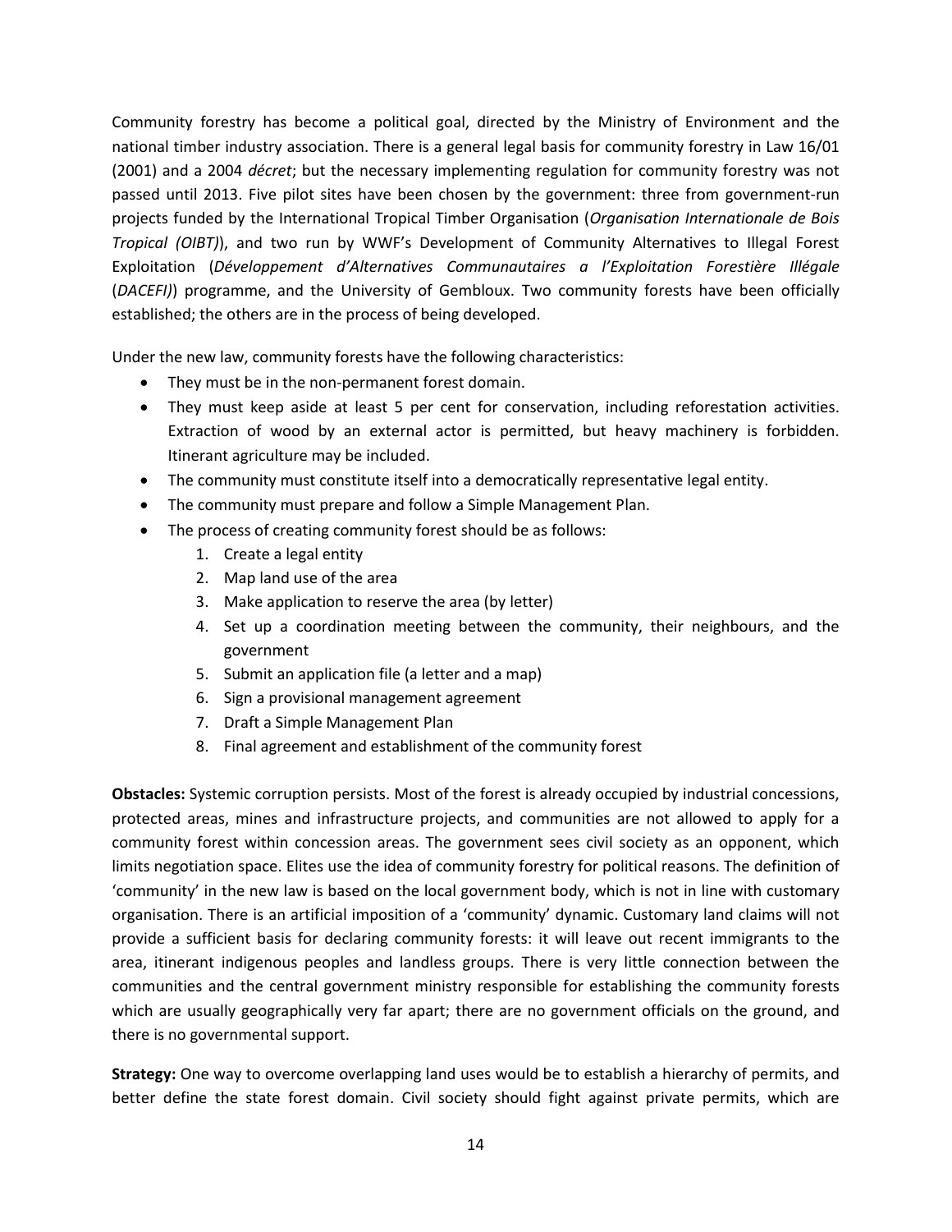Community forestry has become a political goal, directed by the Ministry of Environment and the national timber industry association. There is a general legal basis for community forestry in Law 16/01 (2001) and a 2004 *décret*; but the necessary implementing regulation for community forestry was not passed until 2013. Five pilot sites have been chosen by the government: three from government-run projects funded by the International Tropical Timber Organisation (*Organisation Internationale de Bois Tropical (OIBT)*), and two run by WWF's Development of Community Alternatives to Illegal Forest Exploitation (*Développement d'Alternatives Communautaires a l'Exploitation Forestière Illégale* (*DACEFI)*) programme, and the University of Gembloux. Two community forests have been officially established; the others are in the process of being developed.

Under the new law, community forests have the following characteristics:

- They must be in the non-permanent forest domain.
- They must keep aside at least 5 per cent for conservation, including reforestation activities. Extraction of wood by an external actor is permitted, but heavy machinery is forbidden. Itinerant agriculture may be included.
- The community must constitute itself into a democratically representative legal entity.
- The community must prepare and follow a Simple Management Plan.
- The process of creating community forest should be as follows:
    1. Create a legal entity
    2. Map land use of the area
    3. Make application to reserve the area (by letter)
    4. Set up a coordination meeting between the community, their neighbours, and the government
    5. Submit an application file (a letter and a map)
    6. Sign a provisional management agreement
    7. Draft a Simple Management Plan
    8. Final agreement and establishment of the community forest

**Obstacles:** Systemic corruption persists. Most of the forest is already occupied by industrial concessions, protected areas, mines and infrastructure projects, and communities are not allowed to apply for a community forest within concession areas. The government sees civil society as an opponent, which limits negotiation space. Elites use the idea of community forestry for political reasons. The definition of 'community' in the new law is based on the local government body, which is not in line with customary organisation. There is an artificial imposition of a 'community' dynamic. Customary land claims will not provide a sufficient basis for declaring community forests: it will leave out recent immigrants to the area, itinerant indigenous peoples and landless groups. There is very little connection between the communities and the central government ministry responsible for establishing the community forests which are usually geographically very far apart; there are no government officials on the ground, and there is no governmental support.

**Strategy:** One way to overcome overlapping land uses would be to establish a hierarchy of permits, and better define the state forest domain. Civil society should fight against private permits, which are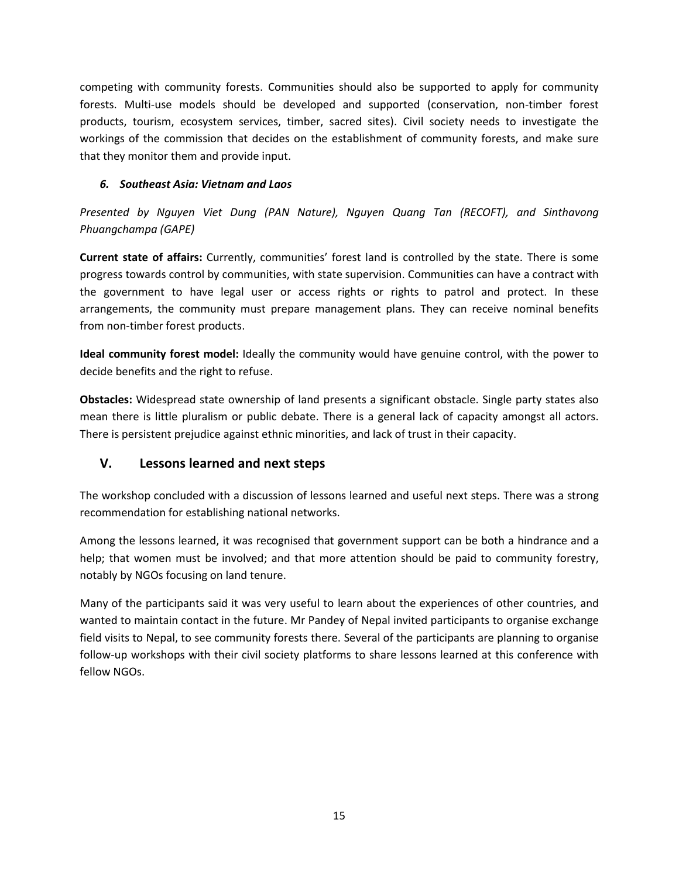competing with community forests. Communities should also be supported to apply for community forests. Multi-use models should be developed and supported (conservation, non-timber forest products, tourism, ecosystem services, timber, sacred sites). Civil society needs to investigate the workings of the commission that decides on the establishment of community forests, and make sure that they monitor them and provide input.

### *6. Southeast Asia: Vietnam and Laos*

*Presented by Nguyen Viet Dung (PAN Nature), Nguyen Quang Tan (RECOFT), and Sinthavong Phuangchampa (GAPE)*

**Current state of affairs:** Currently, communities' forest land is controlled by the state. There is some progress towards control by communities, with state supervision. Communities can have a contract with the government to have legal user or access rights or rights to patrol and protect. In these arrangements, the community must prepare management plans. They can receive nominal benefits from non-timber forest products.

**Ideal community forest model:** Ideally the community would have genuine control, with the power to decide benefits and the right to refuse.

**Obstacles:** Widespread state ownership of land presents a significant obstacle. Single party states also mean there is little pluralism or public debate. There is a general lack of capacity amongst all actors. There is persistent prejudice against ethnic minorities, and lack of trust in their capacity.

## V. Lessons learned and next steps

The workshop concluded with a discussion of lessons learned and useful next steps. There was a strong recommendation for establishing national networks.

Among the lessons learned, it was recognised that government support can be both a hindrance and a help; that women must be involved; and that more attention should be paid to community forestry, notably by NGOs focusing on land tenure.

Many of the participants said it was very useful to learn about the experiences of other countries, and wanted to maintain contact in the future. Mr Pandey of Nepal invited participants to organise exchange field visits to Nepal, to see community forests there. Several of the participants are planning to organise follow-up workshops with their civil society platforms to share lessons learned at this conference with fellow NGOs.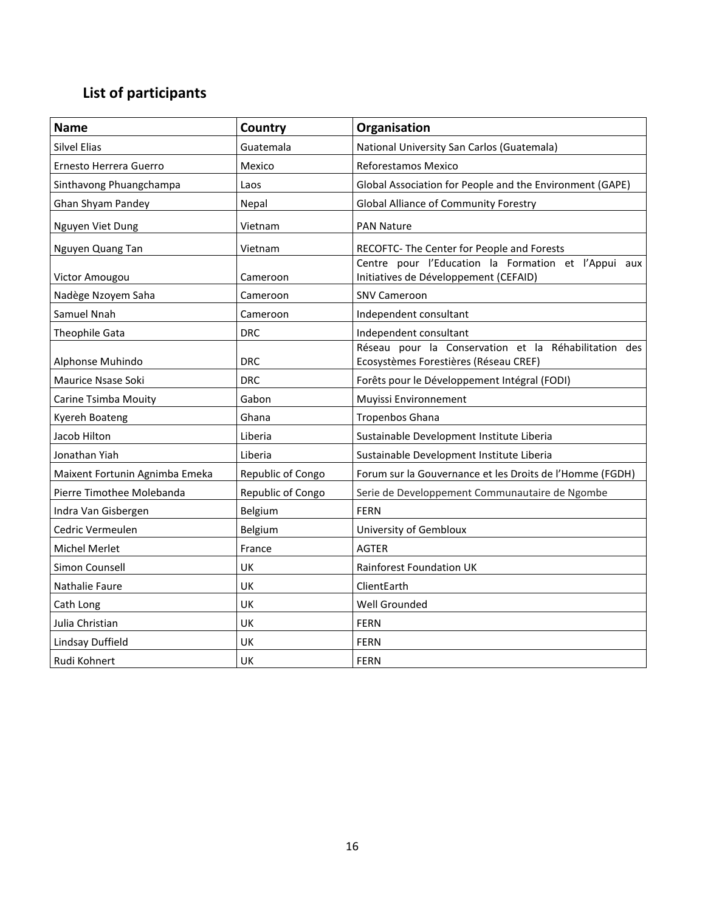## List of participants

| Name | Country | Organisation |
|---|---|---|
| Silvel Elias | Guatemala | National University San Carlos (Guatemala) |
| Ernesto Herrera Guerro | Mexico | Reforestamos Mexico |
| Sinthavong Phuangchampa | Laos | Global Association for People and the Environment (GAPE) |
| Ghan Shyam Pandey | Nepal | Global Alliance of Community Forestry |
| Nguyen Viet Dung | Vietnam | PAN Nature |
| Nguyen Quang Tan | Vietnam | RECOFTC- The Center for People and Forests |
| Victor Amougou | Cameroon | Centre pour l'Education la Formation et l'Appui aux Initiatives de Développement (CEFAID) |
| Nadège Nzoyem Saha | Cameroon | SNV Cameroon |
| Samuel Nnah | Cameroon | Independent consultant |
| Theophile Gata | DRC | Independent consultant |
| Alphonse Muhindo | DRC | Réseau pour la Conservation et la Réhabilitation des Ecosystèmes Forestières (Réseau CREF) |
| Maurice Nsase Soki | DRC | Forêts pour le Développement Intégral (FODI) |
| Carine Tsimba Mouity | Gabon | Muyissi Environnement |
| Kyereh Boateng | Ghana | Tropenbos Ghana |
| Jacob Hilton | Liberia | Sustainable Development Institute Liberia |
| Jonathan Yiah | Liberia | Sustainable Development Institute Liberia |
| Maixent Fortunin Agnimba Emeka | Republic of Congo | Forum sur la Gouvernance et les Droits de l'Homme (FGDH) |
| Pierre Timothee Molebanda | Republic of Congo | Serie de Developpement Communautaire de Ngombe |
| Indra Van Gisbergen | Belgium | FERN |
| Cedric Vermeulen | Belgium | University of Gembloux |
| Michel Merlet | France | AGTER |
| Simon Counsell | UK | Rainforest Foundation UK |
| Nathalie Faure | UK | ClientEarth |
| Cath Long | UK | Well Grounded |
| Julia Christian | UK | FERN |
| Lindsay Duffield | UK | FERN |
| Rudi Kohnert | UK | FERN |